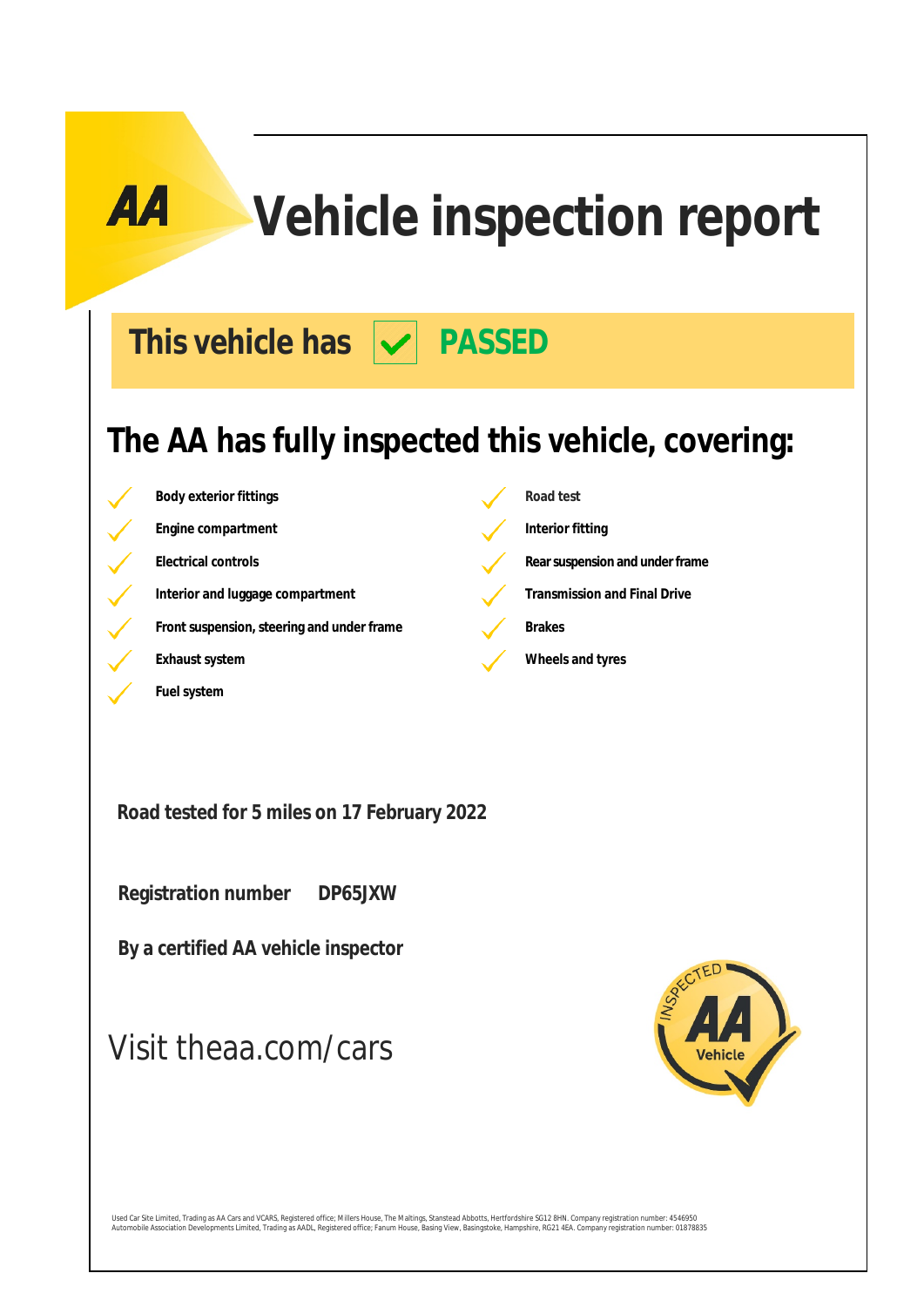# Vehicle inspection report

## This vehicle has ✓ PASSED

## The AA has fully inspected this vehicle, covering:

- Body exterior fittings
- Engine compartment
- Electrical controls
- Interior and luggage compartment
- Front suspension, steering and under frame
- Exhaust system
- Fuel system
- Road test
- Interior fitting
- Rear suspension and under frame
- Transmission and Final Drive
- Brakes
- Wheels and tyres

**Road tested for 5 miles on 17 February 2022**

**Registration number DP65JXW**

**By a certified AA vehicle inspector**

Visit theaa.com/cars

Used Car Site Limited, Trading as AA Cars and VCARS, Registered office; Millers House, The Maltings, Stanstead Abbotts, Hertfordshire SG12 8HN. Company registration number: 4546950
Automobile Association Developments Limited, Trading as AADL, Registered office; Fanum House, Basing View, Basingstoke, Hampshire, RG21 4EA. Company registration number: 01878835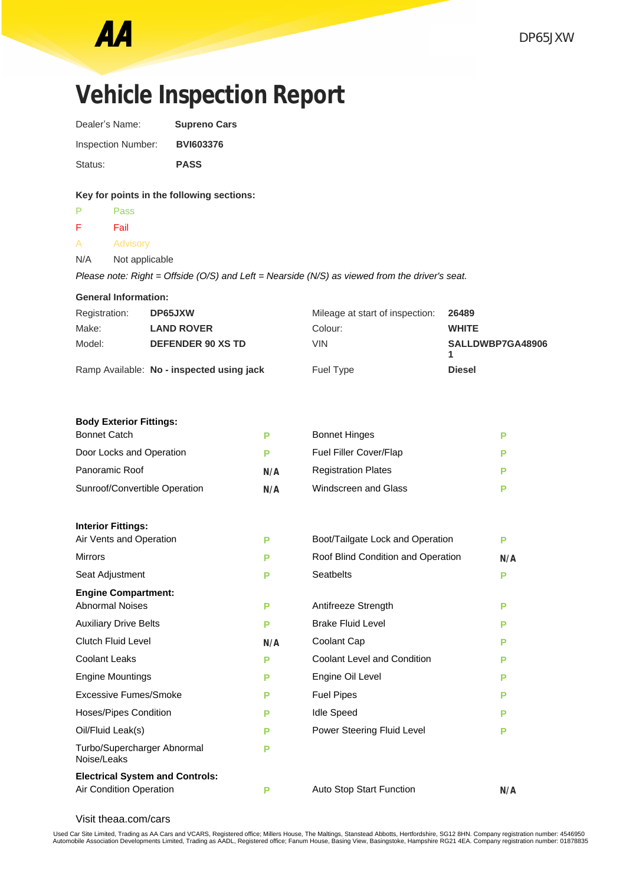# Vehicle Inspection Report

| | |
|---|---|
| Dealer's Name: | **Supreno Cars** |
| Inspection Number: | **BVI603376** |
| Status: | **PASS** |

**Key for points in the following sections:**

- P Pass
- F Fail
- A Advisory
- N/A Not applicable

*Please note: Right = Offside (O/S) and Left = Nearside (N/S) as viewed from the driver's seat.*

**General Information:**

| | | | |
|---|---|---|---|
| Registration: | **DP65JXW** | Mileage at start of inspection: | **26489** |
| Make: | **LAND ROVER** | Colour: | **WHITE** |
| Model: | **DEFENDER 90 XS TD** | VIN | **SALLDWBP7GA489061** |
| Ramp Available: | **No - inspected using jack** | Fuel Type | **Diesel** |

**Body Exterior Fittings:**

| | | | |
|---|---|---|---|
| Bonnet Catch | P | Bonnet Hinges | P |
| Door Locks and Operation | P | Fuel Filler Cover/Flap | P |
| Panoramic Roof | N/A | Registration Plates | P |
| Sunroof/Convertible Operation | N/A | Windscreen and Glass | P |

**Interior Fittings:**

| | | | |
|---|---|---|---|
| Air Vents and Operation | P | Boot/Tailgate Lock and Operation | P |
| Mirrors | P | Roof Blind Condition and Operation | N/A |
| Seat Adjustment | P | Seatbelts | P |

**Engine Compartment:**

| | | | |
|---|---|---|---|
| Abnormal Noises | P | Antifreeze Strength | P |
| Auxiliary Drive Belts | P | Brake Fluid Level | P |
| Clutch Fluid Level | N/A | Coolant Cap | P |
| Coolant Leaks | P | Coolant Level and Condition | P |
| Engine Mountings | P | Engine Oil Level | P |
| Excessive Fumes/Smoke | P | Fuel Pipes | P |
| Hoses/Pipes Condition | P | Idle Speed | P |
| Oil/Fluid Leak(s) | P | Power Steering Fluid Level | P |
| Turbo/Supercharger Abnormal Noise/Leaks | P | | |

**Electrical System and Controls:**

| | | | |
|---|---|---|---|
| Air Condition Operation | P | Auto Stop Start Function | N/A |

Visit theaa.com/cars

Used Car Site Limited, Trading as AA Cars and VCARS, Registered office; Millers House, The Maltings, Stanstead Abbotts, Hertfordshire, SG12 8HN. Company registration number: 4546950
Automobile Association Developments Limited, Trading as AADL, Registered office; Fanum House, Basing View, Basingstoke, Hampshire RG21 4EA. Company registration number: 01878835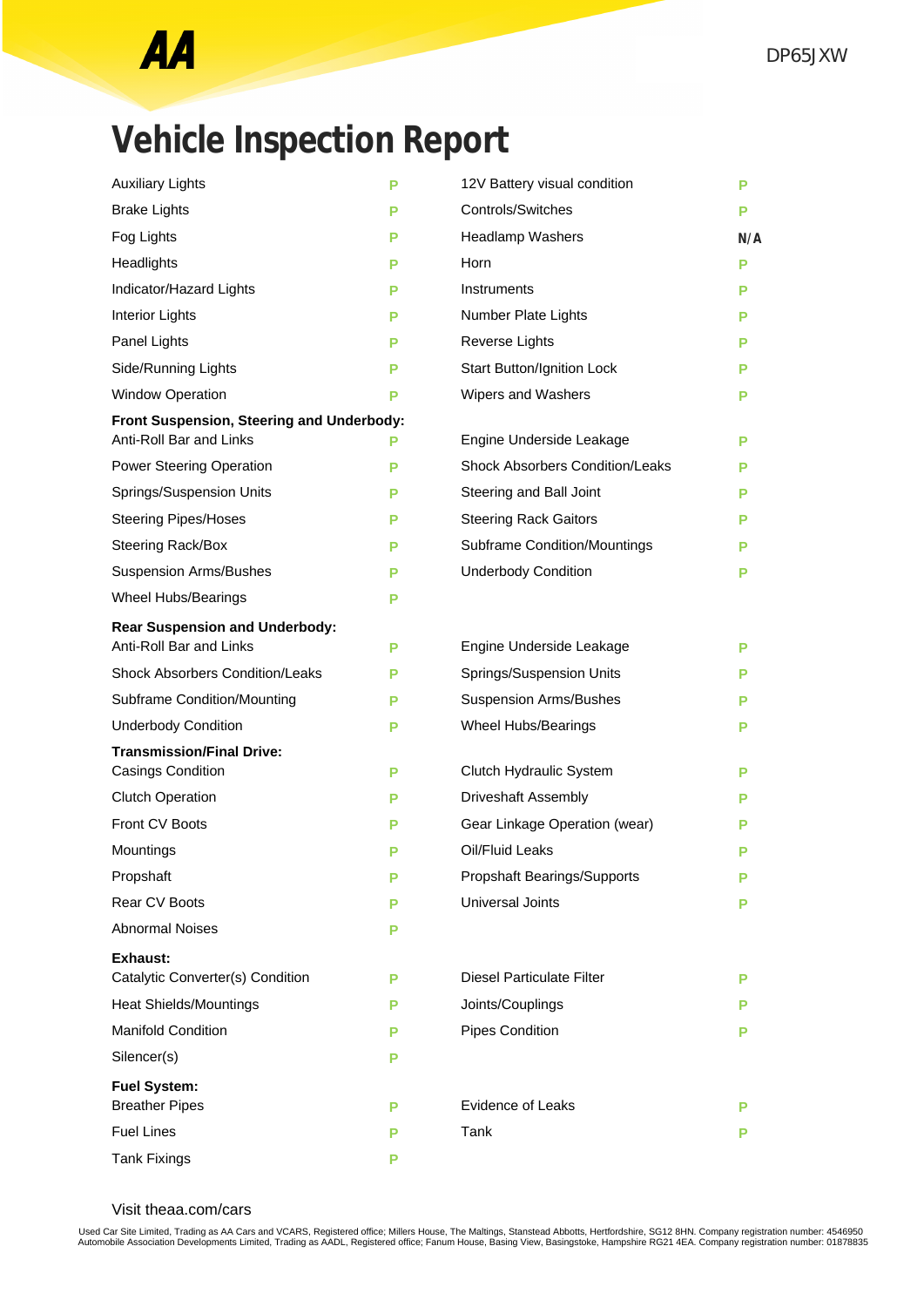AA

DP65JXW

# Vehicle Inspection Report

| Item | Result | Item | Result |
|---|---|---|---|
| Auxiliary Lights | P | 12V Battery visual condition | P |
| Brake Lights | P | Controls/Switches | P |
| Fog Lights | P | Headlamp Washers | N/A |
| Headlights | P | Horn | P |
| Indicator/Hazard Lights | P | Instruments | P |
| Interior Lights | P | Number Plate Lights | P |
| Panel Lights | P | Reverse Lights | P |
| Side/Running Lights | P | Start Button/Ignition Lock | P |
| Window Operation | P | Wipers and Washers | P |

**Front Suspension, Steering and Underbody:**

| Item | Result | Item | Result |
|---|---|---|---|
| Anti-Roll Bar and Links | P | Engine Underside Leakage | P |
| Power Steering Operation | P | Shock Absorbers Condition/Leaks | P |
| Springs/Suspension Units | P | Steering and Ball Joint | P |
| Steering Pipes/Hoses | P | Steering Rack Gaitors | P |
| Steering Rack/Box | P | Subframe Condition/Mountings | P |
| Suspension Arms/Bushes | P | Underbody Condition | P |
| Wheel Hubs/Bearings | P | | |

**Rear Suspension and Underbody:**

| Item | Result | Item | Result |
|---|---|---|---|
| Anti-Roll Bar and Links | P | Engine Underside Leakage | P |
| Shock Absorbers Condition/Leaks | P | Springs/Suspension Units | P |
| Subframe Condition/Mounting | P | Suspension Arms/Bushes | P |
| Underbody Condition | P | Wheel Hubs/Bearings | P |

**Transmission/Final Drive:**

| Item | Result | Item | Result |
|---|---|---|---|
| Casings Condition | P | Clutch Hydraulic System | P |
| Clutch Operation | P | Driveshaft Assembly | P |
| Front CV Boots | P | Gear Linkage Operation (wear) | P |
| Mountings | P | Oil/Fluid Leaks | P |
| Propshaft | P | Propshaft Bearings/Supports | P |
| Rear CV Boots | P | Universal Joints | P |
| Abnormal Noises | P | | |

**Exhaust:**

| Item | Result | Item | Result |
|---|---|---|---|
| Catalytic Converter(s) Condition | P | Diesel Particulate Filter | P |
| Heat Shields/Mountings | P | Joints/Couplings | P |
| Manifold Condition | P | Pipes Condition | P |
| Silencer(s) | P | | |

**Fuel System:**

| Item | Result | Item | Result |
|---|---|---|---|
| Breather Pipes | P | Evidence of Leaks | P |
| Fuel Lines | P | Tank | P |
| Tank Fixings | P | | |

Visit theaa.com/cars

Used Car Site Limited, Trading as AA Cars and VCARS, Registered office; Millers House, The Maltings, Stanstead Abbotts, Hertfordshire, SG12 8HN. Company registration number: 4546950
Automobile Association Developments Limited, Trading as AADL, Registered office; Fanum House, Basing View, Basingstoke, Hampshire RG21 4EA. Company registration number: 01878835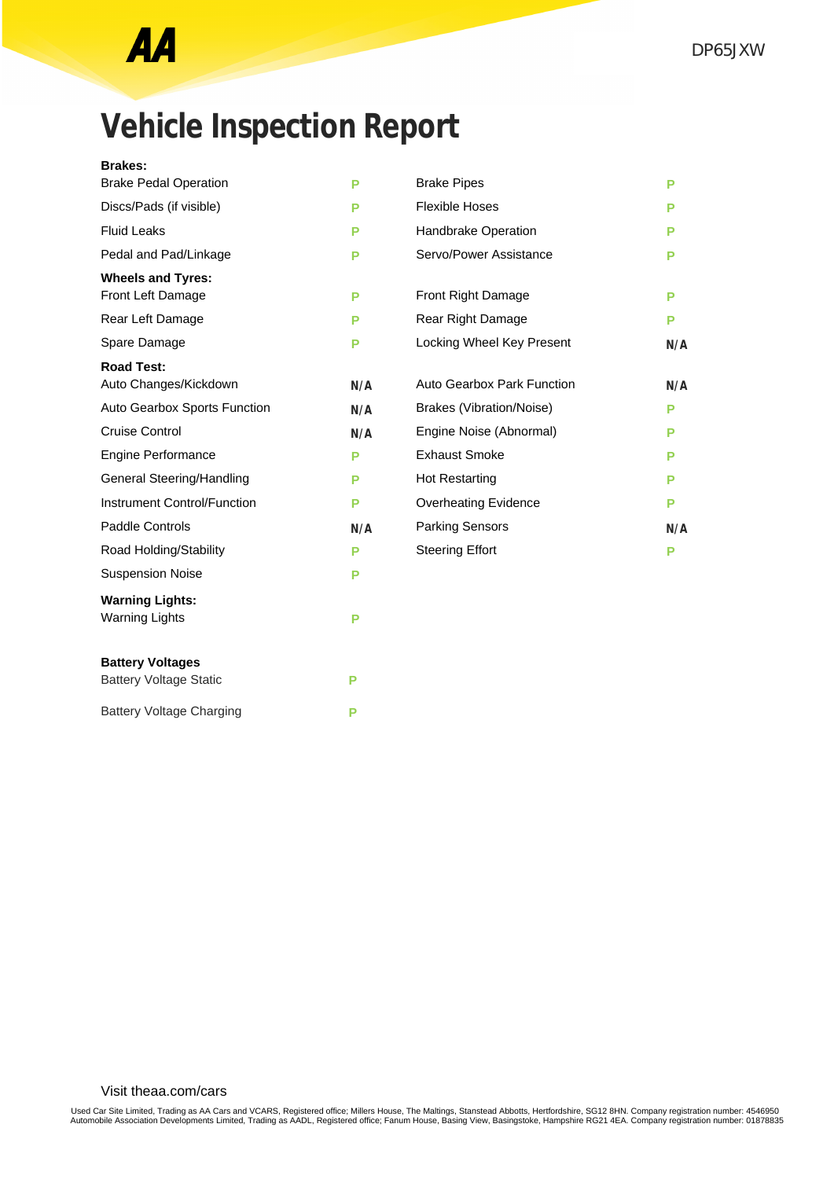AA

DP65JXW

# Vehicle Inspection Report

**Brakes:**

| | | | |
|---|---|---|---|
| Brake Pedal Operation | P | Brake Pipes | P |
| Discs/Pads (if visible) | P | Flexible Hoses | P |
| Fluid Leaks | P | Handbrake Operation | P |
| Pedal and Pad/Linkage | P | Servo/Power Assistance | P |

**Wheels and Tyres:**

| | | | |
|---|---|---|---|
| Front Left Damage | P | Front Right Damage | P |
| Rear Left Damage | P | Rear Right Damage | P |
| Spare Damage | P | Locking Wheel Key Present | N/A |

**Road Test:**

| | | | |
|---|---|---|---|
| Auto Changes/Kickdown | N/A | Auto Gearbox Park Function | N/A |
| Auto Gearbox Sports Function | N/A | Brakes (Vibration/Noise) | P |
| Cruise Control | N/A | Engine Noise (Abnormal) | P |
| Engine Performance | P | Exhaust Smoke | P |
| General Steering/Handling | P | Hot Restarting | P |
| Instrument Control/Function | P | Overheating Evidence | P |
| Paddle Controls | N/A | Parking Sensors | N/A |
| Road Holding/Stability | P | Steering Effort | P |
| Suspension Noise | P | | |

**Warning Lights:**

| | |
|---|---|
| Warning Lights | P |

**Battery Voltages**

| | |
|---|---|
| Battery Voltage Static | P |
| Battery Voltage Charging | P |

Visit theaa.com/cars

Used Car Site Limited, Trading as AA Cars and VCARS, Registered office; Millers House, The Maltings, Stanstead Abbotts, Hertfordshire, SG12 8HN. Company registration number: 4546950
Automobile Association Developments Limited, Trading as AADL, Registered office; Fanum House, Basing View, Basingstoke, Hampshire RG21 4EA. Company registration number: 01878835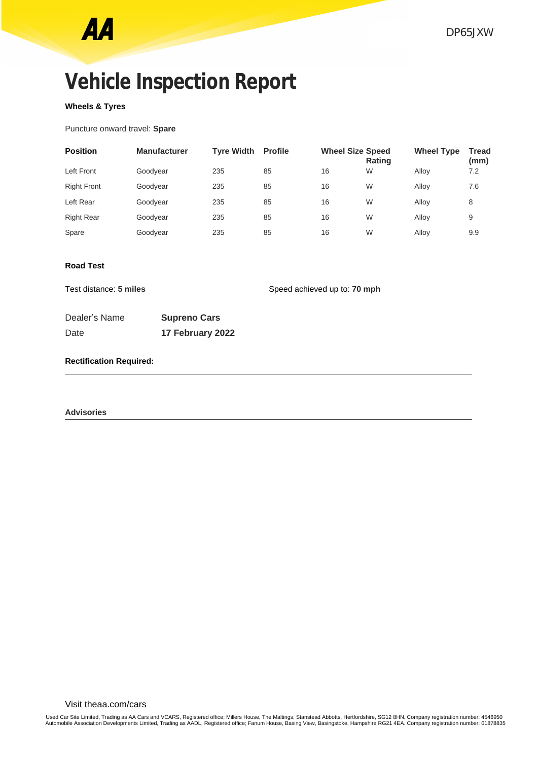# Vehicle Inspection Report

DP65JXW

**Wheels & Tyres**

Puncture onward travel: **Spare**

| Position | Manufacturer | Tyre Width | Profile | Wheel Size | Speed Rating | Wheel Type | Tread (mm) |
|---|---|---|---|---|---|---|---|
| Left Front | Goodyear | 235 | 85 | 16 | W | Alloy | 7.2 |
| Right Front | Goodyear | 235 | 85 | 16 | W | Alloy | 7.6 |
| Left Rear | Goodyear | 235 | 85 | 16 | W | Alloy | 8 |
| Right Rear | Goodyear | 235 | 85 | 16 | W | Alloy | 9 |
| Spare | Goodyear | 235 | 85 | 16 | W | Alloy | 9.9 |

**Road Test**

Test distance: **5 miles**

Speed achieved up to: **70 mph**

Dealer's Name **Supreno Cars**

Date **17 February 2022**

**Rectification Required:**

---

**Advisories**

---

Visit theaa.com/cars

Used Car Site Limited, Trading as AA Cars and VCARS, Registered office; Millers House, The Maltings, Stanstead Abbotts, Hertfordshire, SG12 8HN. Company registration number: 4546950
Automobile Association Developments Limited, Trading as AADL, Registered office; Fanum House, Basing View, Basingstoke, Hampshire RG21 4EA. Company registration number: 01878835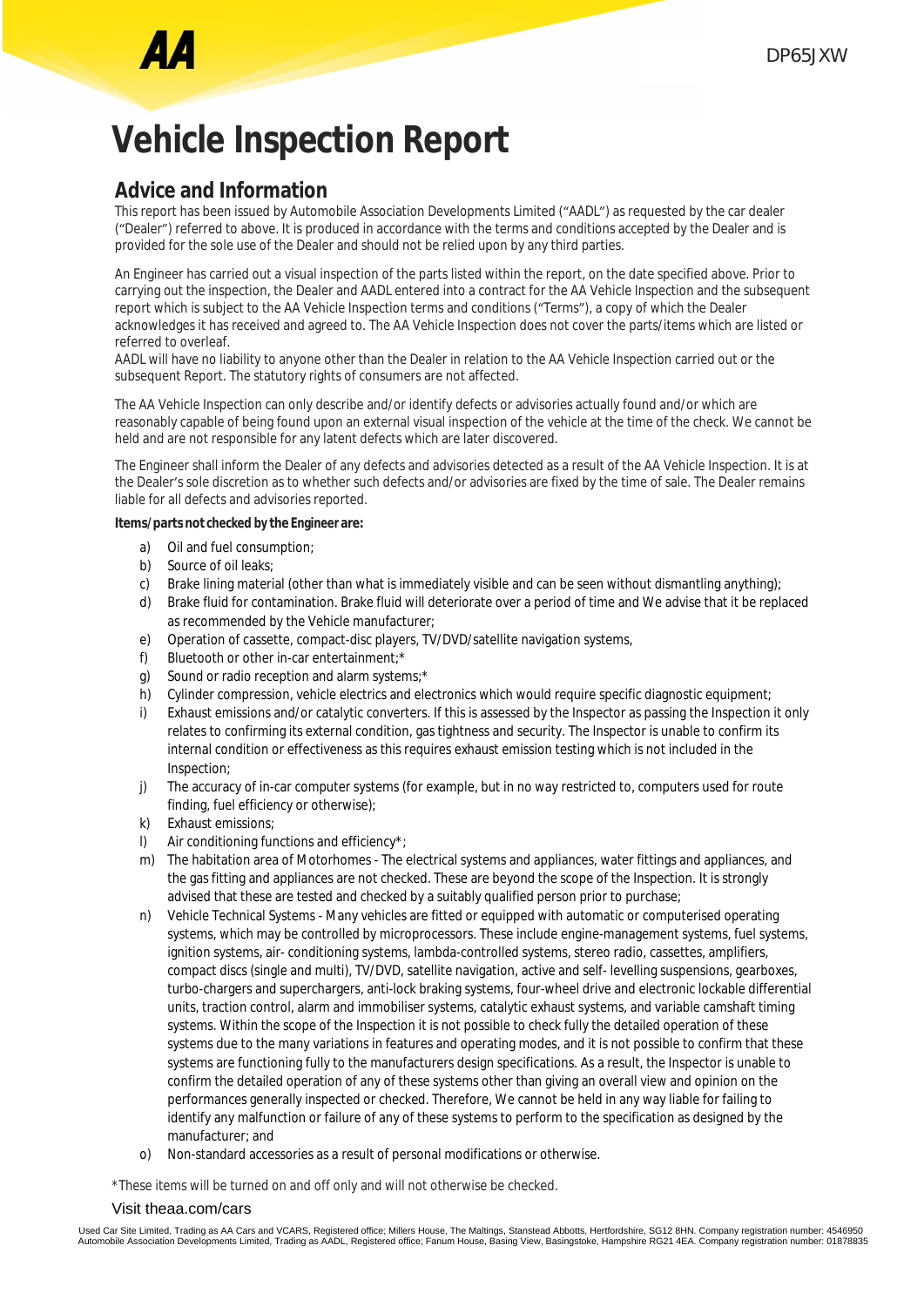DP65JXW

# Vehicle Inspection Report

## Advice and Information

This report has been issued by Automobile Association Developments Limited ("AADL") as requested by the car dealer ("Dealer") referred to above. It is produced in accordance with the terms and conditions accepted by the Dealer and is provided for the sole use of the Dealer and should not be relied upon by any third parties.

An Engineer has carried out a visual inspection of the parts listed within the report, on the date specified above. Prior to carrying out the inspection, the Dealer and AADL entered into a contract for the AA Vehicle Inspection and the subsequent report which is subject to the AA Vehicle Inspection terms and conditions ("Terms"), a copy of which the Dealer acknowledges it has received and agreed to. The AA Vehicle Inspection does not cover the parts/items which are listed or referred to overleaf.
AADL will have no liability to anyone other than the Dealer in relation to the AA Vehicle Inspection carried out or the subsequent Report. The statutory rights of consumers are not affected.

The AA Vehicle Inspection can only describe and/or identify defects or advisories actually found and/or which are reasonably capable of being found upon an external visual inspection of the vehicle at the time of the check. We cannot be held and are not responsible for any latent defects which are later discovered.

The Engineer shall inform the Dealer of any defects and advisories detected as a result of the AA Vehicle Inspection. It is at the Dealer's sole discretion as to whether such defects and/or advisories are fixed by the time of sale. The Dealer remains liable for all defects and advisories reported.

**Items/parts not checked by the Engineer are:**

a) Oil and fuel consumption;
b) Source of oil leaks;
c) Brake lining material (other than what is immediately visible and can be seen without dismantling anything);
d) Brake fluid for contamination. Brake fluid will deteriorate over a period of time and We advise that it be replaced as recommended by the Vehicle manufacturer;
e) Operation of cassette, compact-disc players, TV/DVD/satellite navigation systems,
f) Bluetooth or other in-car entertainment;*
g) Sound or radio reception and alarm systems;*
h) Cylinder compression, vehicle electrics and electronics which would require specific diagnostic equipment;
i) Exhaust emissions and/or catalytic converters. If this is assessed by the Inspector as passing the Inspection it only relates to confirming its external condition, gas tightness and security. The Inspector is unable to confirm its internal condition or effectiveness as this requires exhaust emission testing which is not included in the Inspection;
j) The accuracy of in-car computer systems (for example, but in no way restricted to, computers used for route finding, fuel efficiency or otherwise);
k) Exhaust emissions;
l) Air conditioning functions and efficiency*;
m) The habitation area of Motorhomes - The electrical systems and appliances, water fittings and appliances, and the gas fitting and appliances are not checked. These are beyond the scope of the Inspection. It is strongly advised that these are tested and checked by a suitably qualified person prior to purchase;
n) Vehicle Technical Systems - Many vehicles are fitted or equipped with automatic or computerised operating systems, which may be controlled by microprocessors. These include engine-management systems, fuel systems, ignition systems, air- conditioning systems, lambda-controlled systems, stereo radio, cassettes, amplifiers, compact discs (single and multi), TV/DVD, satellite navigation, active and self- levelling suspensions, gearboxes, turbo-chargers and superchargers, anti-lock braking systems, four-wheel drive and electronic lockable differential units, traction control, alarm and immobiliser systems, catalytic exhaust systems, and variable camshaft timing systems. Within the scope of the Inspection it is not possible to check fully the detailed operation of these systems due to the many variations in features and operating modes, and it is not possible to confirm that these systems are functioning fully to the manufacturers design specifications. As a result, the Inspector is unable to confirm the detailed operation of any of these systems other than giving an overall view and opinion on the performances generally inspected or checked. Therefore, We cannot be held in any way liable for failing to identify any malfunction or failure of any of these systems to perform to the specification as designed by the manufacturer; and
o) Non-standard accessories as a result of personal modifications or otherwise.

*These items will be turned on and off only and will not otherwise be checked.

Visit theaa.com/cars

Used Car Site Limited, Trading as AA Cars and VCARS, Registered office; Millers House, The Maltings, Stanstead Abbotts, Hertfordshire, SG12 8HN. Company registration number: 4546950
Automobile Association Developments Limited, Trading as AADL, Registered office; Fanum House, Basing View, Basingstoke, Hampshire RG21 4EA. Company registration number: 01878835